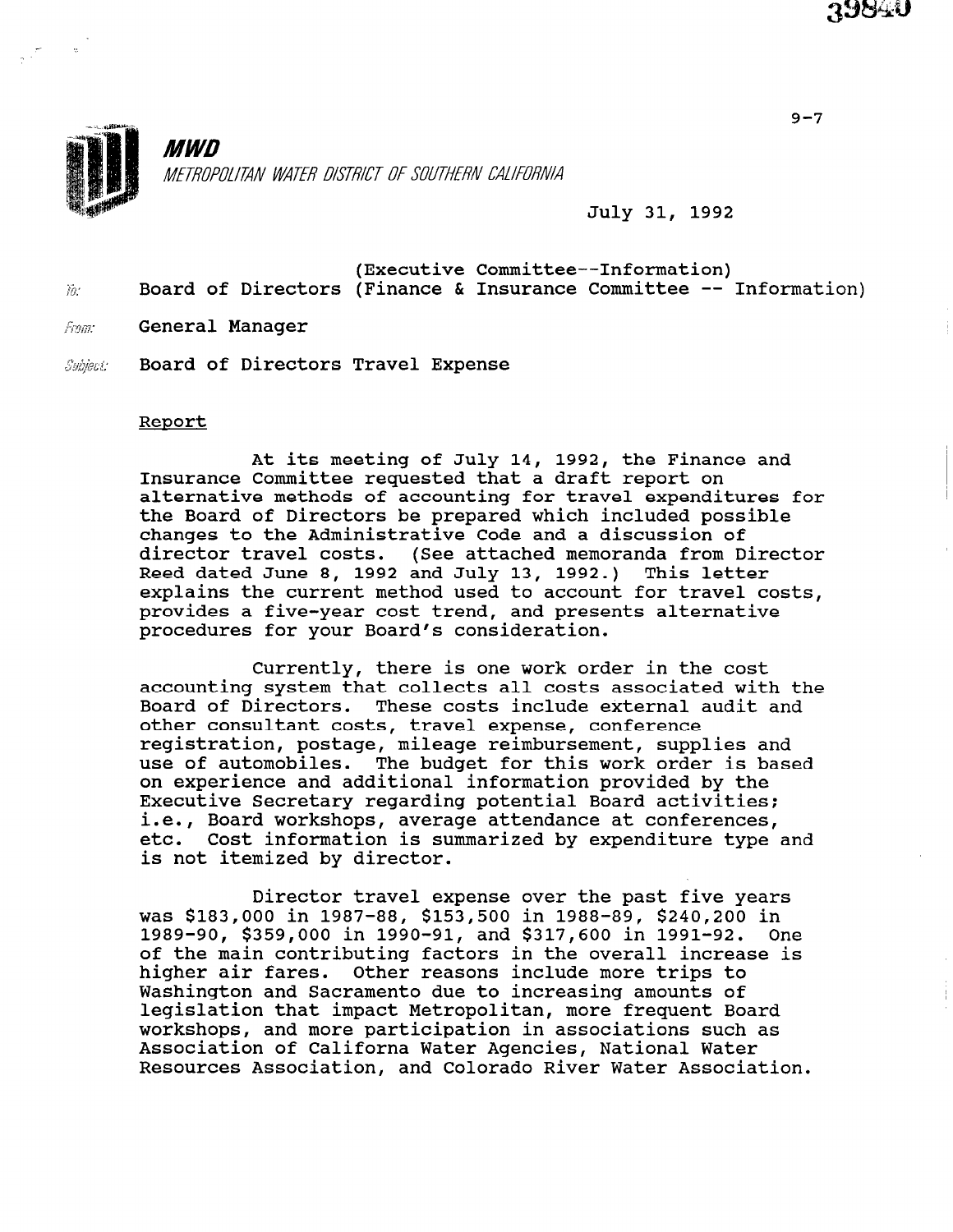**MWD**

*METROPOLITAN WATER DISTRICT OF SOUTHERN CALIFORNIA*

July 31, 1992

(Executive Committee--Information)

To: Board of Directors (Finance & Insurance Committee -- Information)

From: General Manager

Subject: Board of Directors Travel Expense

## Report

At its meeting of July 14, 1992, the Finance and Insurance Committee requested that a draft report on alternative methods of accounting for travel expenditures for the Board of Directors be prepared which included possible changes to the Administrative Code and a discussion of director travel costs. (See attached memoranda from Director Reed dated June 8, 1992 and July 13, 1992.) This letter explains the current method used to account for travel costs, provides a five-year cost trend, and presents alternative procedures for your Board's consideration.

Currently, there is one work order in the cost accounting system that collects all costs associated with the Board of Directors. These costs include external audit and other consultant costs, travel expense, conference registration, postage, mileage reimbursement, supplies and use of automobiles. The budget for this work order is based on experience and additional information provided by the Executive Secretary regarding potential Board activities; i.e., Board workshops, average attendance at conferences, etc. Cost information is summarized by expenditure type and is not itemized by director.

Director travel expense over the past five years was $183,000 in 1987-88, $153,500 in 1988-89, $240,200 in 1989-90, $359,000 in 1990-91, and $317,600 in 1991-92. One of the main contributing factors in the overall increase is higher air fares. Other reasons include more trips to Washington and Sacramento due to increasing amounts of legislation that impact Metropolitan, more frequent Board workshops, and more participation in associations such as Association of Californa Water Agencies, National Water Resources Association, and Colorado River Water Association.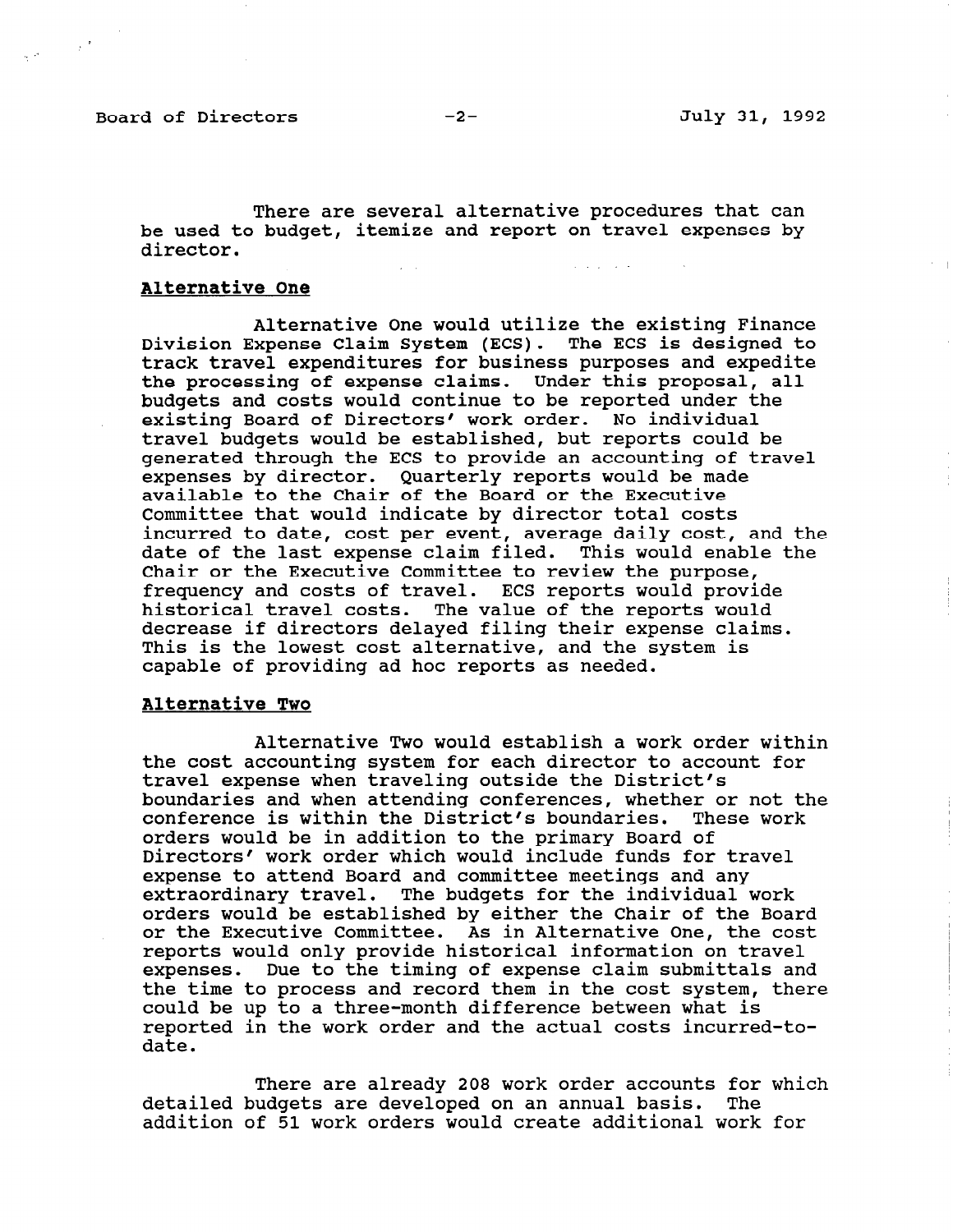There are several alternative procedures that can be used to budget, itemize and report on travel expenses by director.

## Alternative One

Alternative One would utilize the existing Finance Division Expense Claim System (ECS). The ECS is designed to track travel expenditures for business purposes and expedite the processing of expense claims. Under this proposal, all budgets and costs would continue to be reported under the existing Board of Directors' work order. No individual travel budgets would be established, but reports could be generated through the ECS to provide an accounting of travel expenses by director. Quarterly reports would be made available to the Chair of the Board or the Executive Committee that would indicate by director total costs incurred to date, cost per event, average daily cost, and the date of the last expense claim filed. This would enable the Chair or the Executive Committee to review the purpose, frequency and costs of travel. ECS reports would provide historical travel costs. The value of the reports would decrease if directors delayed filing their expense claims. This is the lowest cost alternative, and the system is capable of providing ad hoc reports as needed.

## Alternative Two

Alternative Two would establish a work order within the cost accounting system for each director to account for travel expense when traveling outside the District's boundaries and when attending conferences, whether or not the conference is within the District's boundaries. These work orders would be in addition to the primary Board of Directors' work order which would include funds for travel expense to attend Board and committee meetings and any extraordinary travel. The budgets for the individual work orders would be established by either the Chair of the Board or the Executive Committee. As in Alternative One, the cost reports would only provide historical information on travel expenses. Due to the timing of expense claim submittals and the time to process and record them in the cost system, there could be up to a three-month difference between what is reported in the work order and the actual costs incurred-to-date.

There are already 208 work order accounts for which detailed budgets are developed on an annual basis. The addition of 51 work orders would create additional work for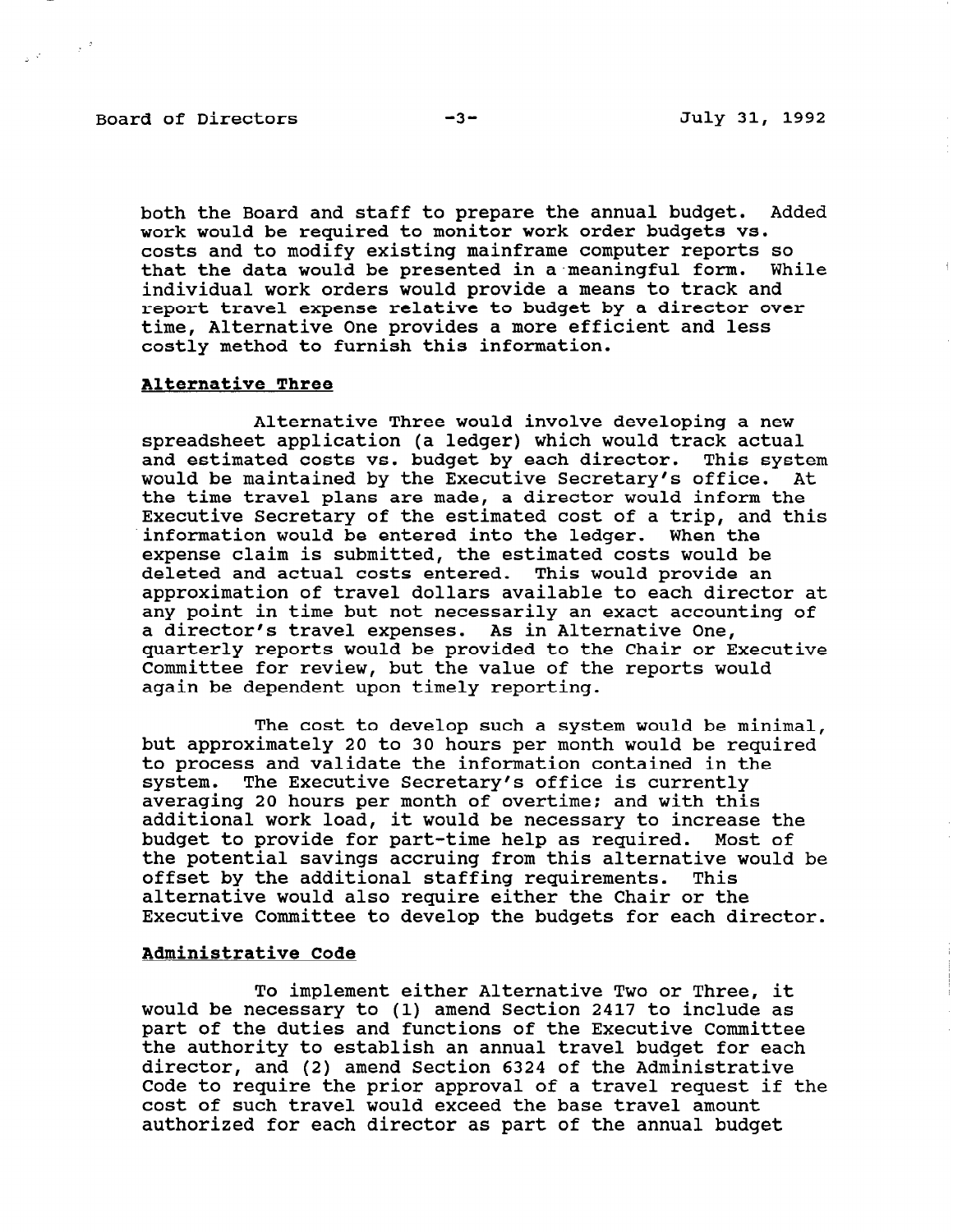both the Board and staff to prepare the annual budget. Added work would be required to monitor work order budgets vs. costs and to modify existing mainframe computer reports so that the data would be presented in a meaningful form. While individual work orders would provide a means to track and report travel expense relative to budget by a director over time, Alternative One provides a more efficient and less costly method to furnish this information.

## Alternative Three

Alternative Three would involve developing a new spreadsheet application (a ledger) which would track actual and estimated costs vs. budget by each director. This system would be maintained by the Executive Secretary's office. At the time travel plans are made, a director would inform the Executive Secretary of the estimated cost of a trip, and this information would be entered into the ledger. When the expense claim is submitted, the estimated costs would be deleted and actual costs entered. This would provide an approximation of travel dollars available to each director at any point in time but not necessarily an exact accounting of a director's travel expenses. As in Alternative One, quarterly reports would be provided to the Chair or Executive Committee for review, but the value of the reports would again be dependent upon timely reporting.

The cost to develop such a system would be minimal, but approximately 20 to 30 hours per month would be required to process and validate the information contained in the system. The Executive Secretary's office is currently averaging 20 hours per month of overtime; and with this additional work load, it would be necessary to increase the budget to provide for part-time help as required. Most of the potential savings accruing from this alternative would be offset by the additional staffing requirements. This alternative would also require either the Chair or the Executive Committee to develop the budgets for each director.

## Administrative Code

To implement either Alternative Two or Three, it would be necessary to (1) amend Section 2417 to include as part of the duties and functions of the Executive Committee the authority to establish an annual travel budget for each director, and (2) amend Section 6324 of the Administrative Code to require the prior approval of a travel request if the cost of such travel would exceed the base travel amount authorized for each director as part of the annual budget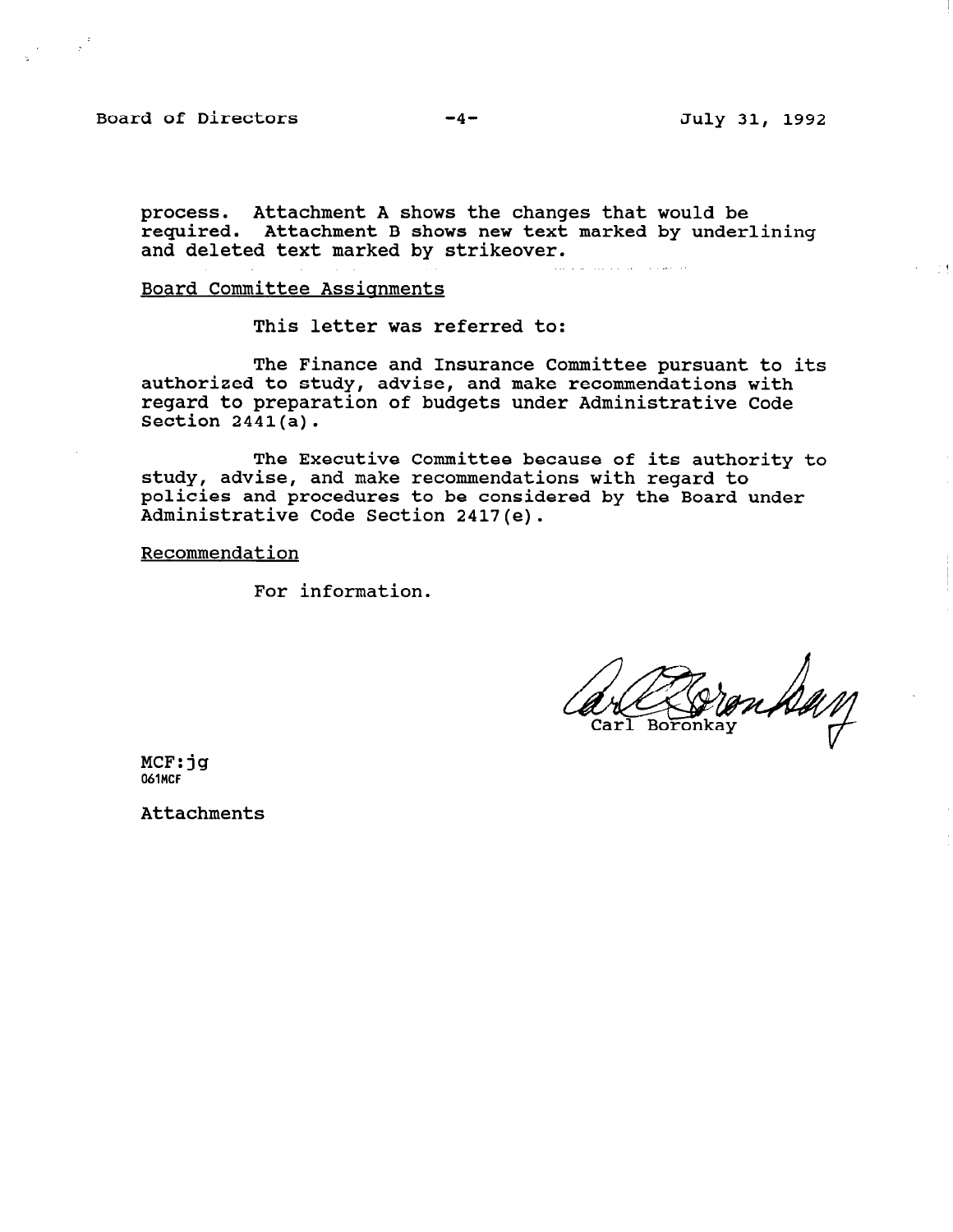process. Attachment A shows the changes that would be required. Attachment B shows new text marked by underlining and deleted text marked by strikeover.

Board Committee Assignments

This letter was referred to:

The Finance and Insurance Committee pursuant to its authorized to study, advise, and make recommendations with regard to preparation of budgets under Administrative Code Section 2441(a).

The Executive Committee because of its authority to study, advise, and make recommendations with regard to policies and procedures to be considered by the Board under Administrative Code Section 2417(e).

Recommendation

For information.

Carl Boronkay

MCF:jg
061MCF

Attachments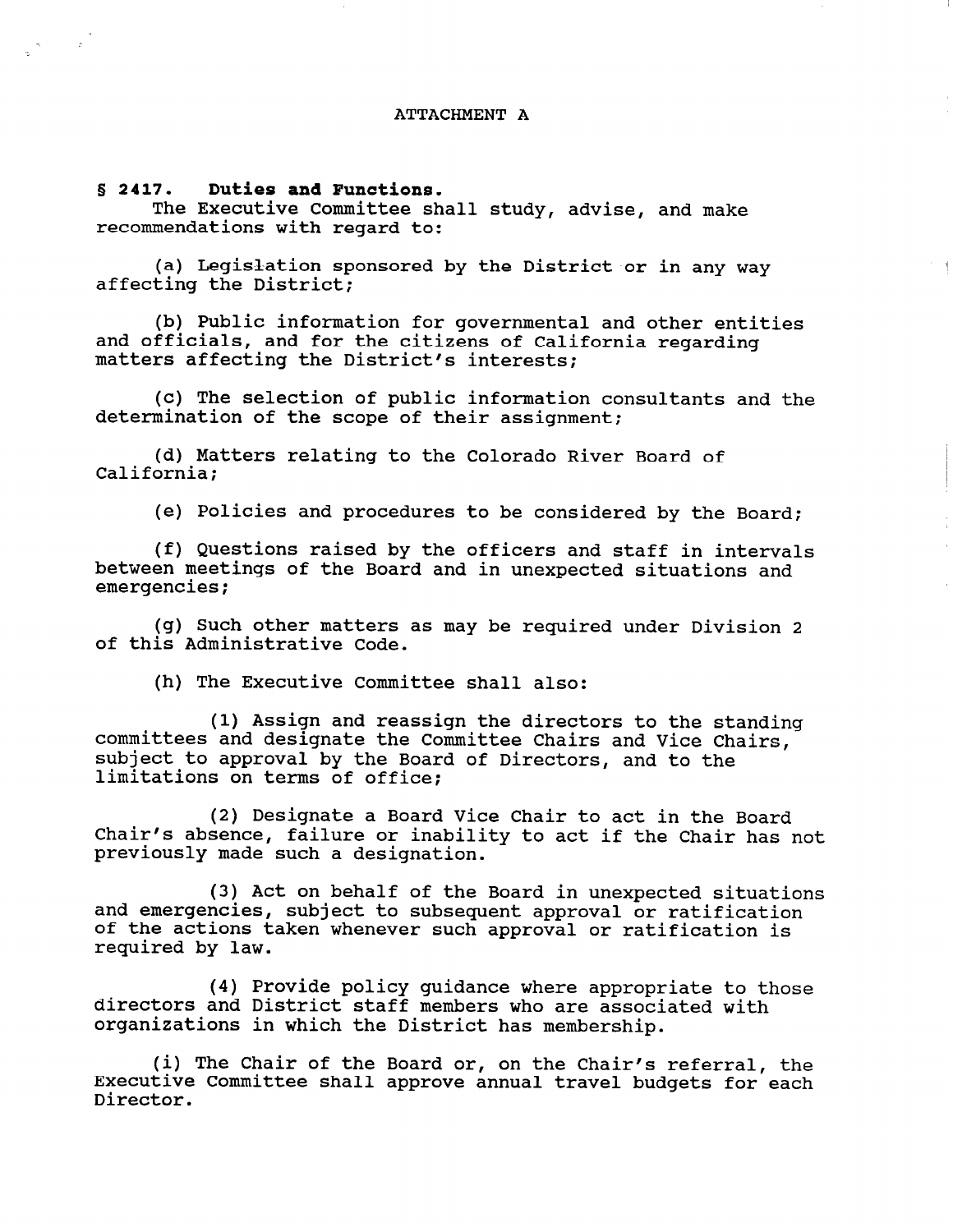ATTACHMENT A

**§ 2417. Duties and Functions.**

The Executive Committee shall study, advise, and make recommendations with regard to:

(a) Legislation sponsored by the District or in any way affecting the District;

(b) Public information for governmental and other entities and officials, and for the citizens of California regarding matters affecting the District's interests;

(c) The selection of public information consultants and the determination of the scope of their assignment;

(d) Matters relating to the Colorado River Board of California;

(e) Policies and procedures to be considered by the Board;

(f) Questions raised by the officers and staff in intervals between meetings of the Board and in unexpected situations and emergencies;

(g) Such other matters as may be required under Division 2 of this Administrative Code.

(h) The Executive Committee shall also:

(1) Assign and reassign the directors to the standing committees and designate the Committee Chairs and Vice Chairs, subject to approval by the Board of Directors, and to the limitations on terms of office;

(2) Designate a Board Vice Chair to act in the Board Chair's absence, failure or inability to act if the Chair has not previously made such a designation.

(3) Act on behalf of the Board in unexpected situations and emergencies, subject to subsequent approval or ratification of the actions taken whenever such approval or ratification is required by law.

(4) Provide policy guidance where appropriate to those directors and District staff members who are associated with organizations in which the District has membership.

(i) The Chair of the Board or, on the Chair's referral, the Executive Committee shall approve annual travel budgets for each Director.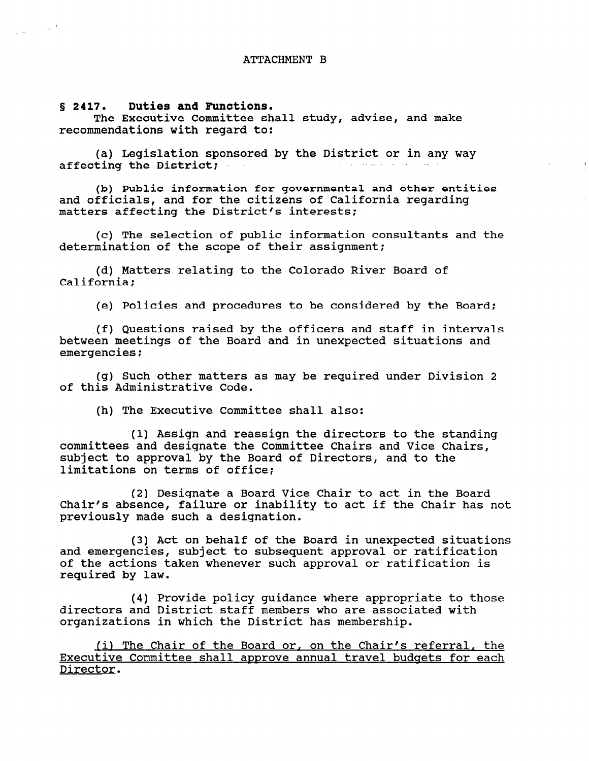ATTACHMENT B

**§ 2417. Duties and Functions.**

The Executive Committee shall study, advise, and make recommendations with regard to:

(a) Legislation sponsored by the District or in any way affecting the District;

(b) Public information for governmental and other entities and officials, and for the citizens of California regarding matters affecting the District's interests;

(c) The selection of public information consultants and the determination of the scope of their assignment;

(d) Matters relating to the Colorado River Board of California;

(e) Policies and procedures to be considered by the Board;

(f) Questions raised by the officers and staff in intervals between meetings of the Board and in unexpected situations and emergencies;

(g) Such other matters as may be required under Division 2 of this Administrative Code.

(h) The Executive Committee shall also:

(1) Assign and reassign the directors to the standing committees and designate the Committee Chairs and Vice Chairs, subject to approval by the Board of Directors, and to the limitations on terms of office;

(2) Designate a Board Vice Chair to act in the Board Chair's absence, failure or inability to act if the Chair has not previously made such a designation.

(3) Act on behalf of the Board in unexpected situations and emergencies, subject to subsequent approval or ratification of the actions taken whenever such approval or ratification is required by law.

(4) Provide policy guidance where appropriate to those directors and District staff members who are associated with organizations in which the District has membership.

<u>(i) The Chair of the Board or, on the Chair's referral, the Executive Committee shall approve annual travel budgets for each Director.</u>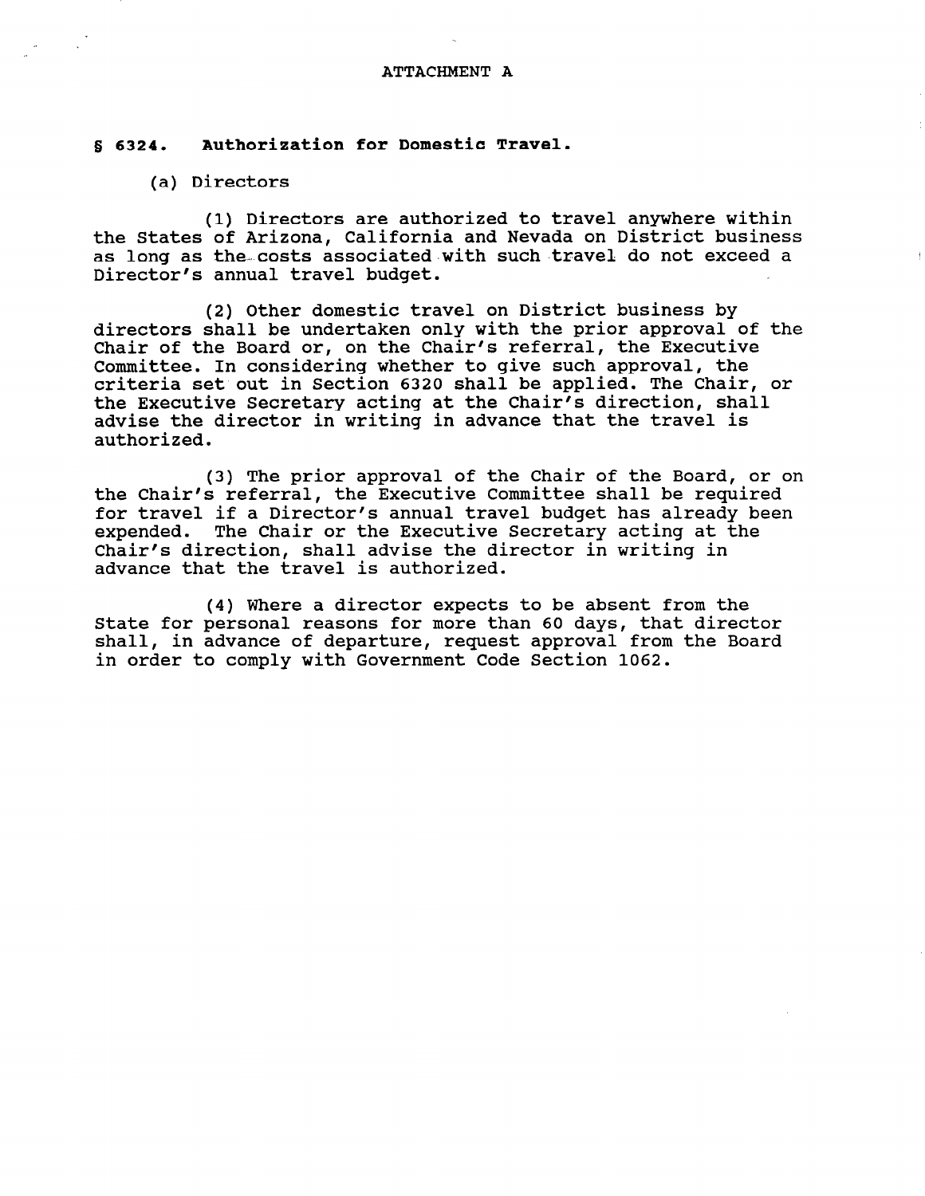ATTACHMENT A

## § 6324. Authorization for Domestic Travel.

(a) Directors

(1) Directors are authorized to travel anywhere within the States of Arizona, California and Nevada on District business as long as the costs associated with such travel do not exceed a Director's annual travel budget.

(2) Other domestic travel on District business by directors shall be undertaken only with the prior approval of the Chair of the Board or, on the Chair's referral, the Executive Committee. In considering whether to give such approval, the criteria set out in Section 6320 shall be applied. The Chair, or the Executive Secretary acting at the Chair's direction, shall advise the director in writing in advance that the travel is authorized.

(3) The prior approval of the Chair of the Board, or on the Chair's referral, the Executive Committee shall be required for travel if a Director's annual travel budget has already been expended. The Chair or the Executive Secretary acting at the Chair's direction, shall advise the director in writing in advance that the travel is authorized.

(4) Where a director expects to be absent from the State for personal reasons for more than 60 days, that director shall, in advance of departure, request approval from the Board in order to comply with Government Code Section 1062.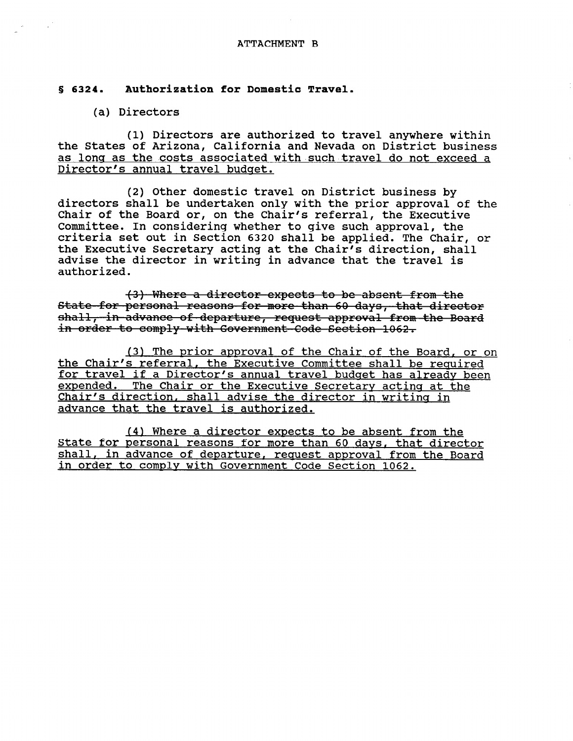ATTACHMENT B

**§ 6324. Authorization for Domestic Travel.**

(a) Directors

(1) Directors are authorized to travel anywhere within the States of Arizona, California and Nevada on District business <u>as long as the costs associated with such travel do not exceed a Director's annual travel budget.</u>

(2) Other domestic travel on District business by directors shall be undertaken only with the prior approval of the Chair of the Board or, on the Chair's referral, the Executive Committee. In considering whether to give such approval, the criteria set out in Section 6320 shall be applied. The Chair, or the Executive Secretary acting at the Chair's direction, shall advise the director in writing in advance that the travel is authorized.

~~(3) Where a director expects to be absent from the State for personal reasons for more than 60 days, that director shall, in advance of departure, request approval from the Board in order to comply with Government Code Section 1062.~~

<u>(3) The prior approval of the Chair of the Board, or on the Chair's referral, the Executive Committee shall be required for travel if a Director's annual travel budget has already been expended. The Chair or the Executive Secretary acting at the Chair's direction, shall advise the director in writing in advance that the travel is authorized.</u>

<u>(4) Where a director expects to be absent from the State for personal reasons for more than 60 days, that director shall, in advance of departure, request approval from the Board in order to comply with Government Code Section 1062.</u>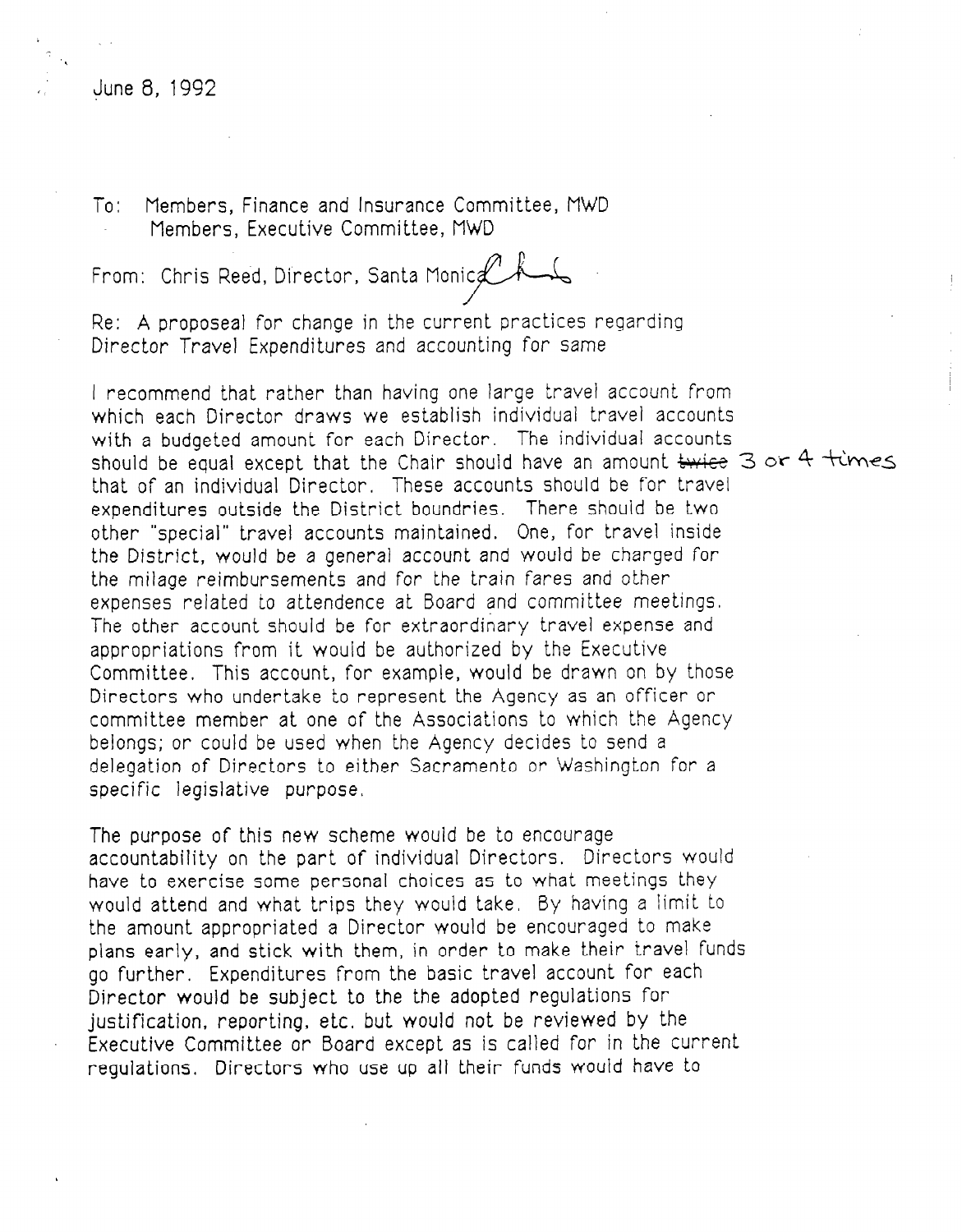June 8, 1992

To: Members, Finance and Insurance Committee, MWD
Members, Executive Committee, MWD

From: Chris Reed, Director, Santa Monica

Re: A proposeal for change in the current practices regarding Director Travel Expenditures and accounting for same

I recommend that rather than having one large travel account from which each Director draws we establish individual travel accounts with a budgeted amount for each Director. The individual accounts should be equal except that the Chair should have an amount ~~twice~~ 3 or 4 times that of an individual Director. These accounts should be for travel expenditures outside the District boundries. There should be two other "special" travel accounts maintained. One, for travel inside the District, would be a general account and would be charged for the milage reimbursements and for the train fares and other expenses related to attendence at Board and committee meetings. The other account should be for extraordinary travel expense and appropriations from it would be authorized by the Executive Committee. This account, for example, would be drawn on by those Directors who undertake to represent the Agency as an officer or committee member at one of the Associations to which the Agency belongs; or could be used when the Agency decides to send a delegation of Directors to either Sacramento or Washington for a specific legislative purpose.

The purpose of this new scheme would be to encourage accountability on the part of individual Directors. Directors would have to exercise some personal choices as to what meetings they would attend and what trips they would take. By having a limit to the amount appropriated a Director would be encouraged to make plans early, and stick with them, in order to make their travel funds go further. Expenditures from the basic travel account for each Director would be subject to the the adopted regulations for justification, reporting, etc. but would not be reviewed by the Executive Committee or Board except as is called for in the current regulations. Directors who use up all their funds would have to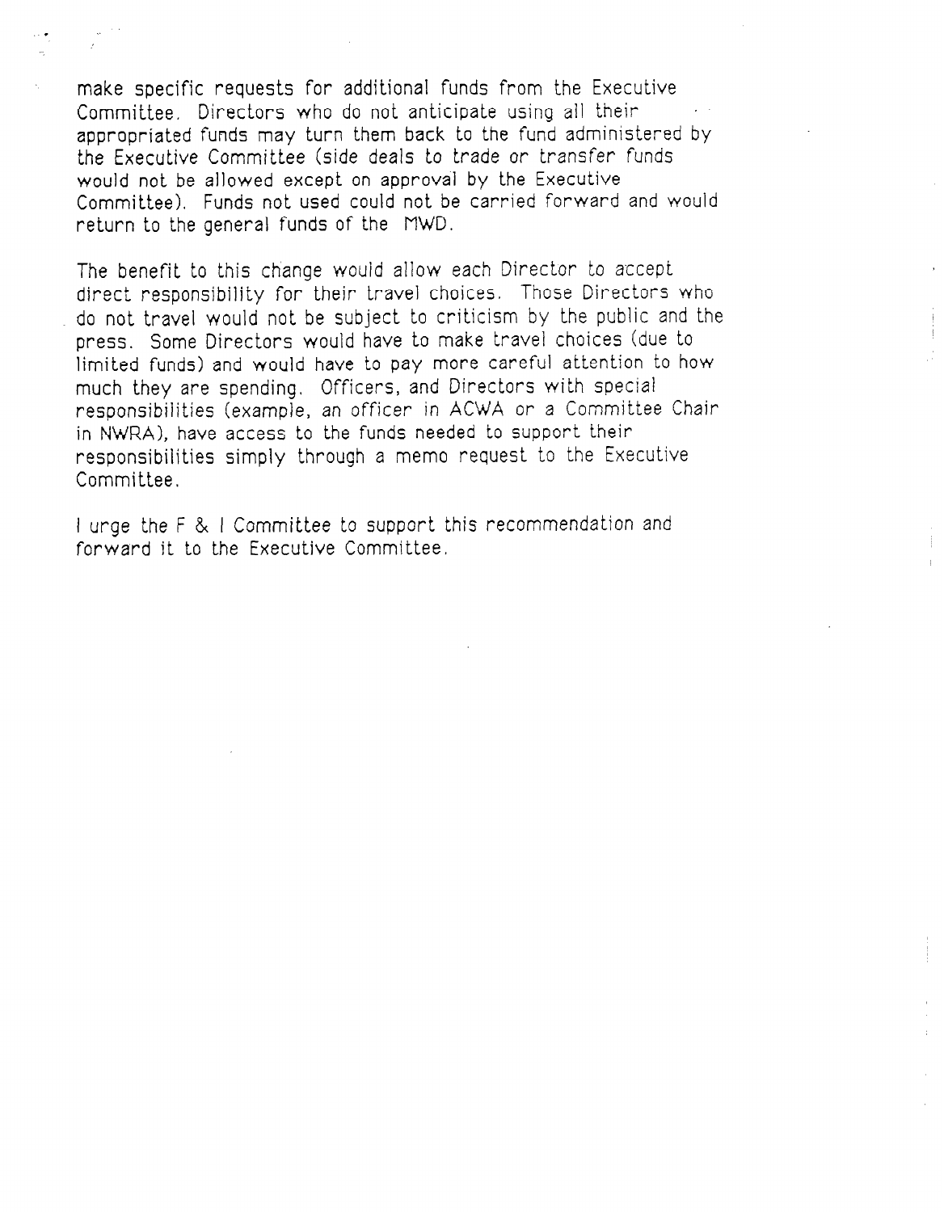make specific requests for additional funds from the Executive Committee. Directors who do not anticipate using all their appropriated funds may turn them back to the fund administered by the Executive Committee (side deals to trade or transfer funds would not be allowed except on approval by the Executive Committee). Funds not used could not be carried forward and would return to the general funds of the MWD.

The benefit to this change would allow each Director to accept direct responsibility for their travel choices. Those Directors who do not travel would not be subject to criticism by the public and the press. Some Directors would have to make travel choices (due to limited funds) and would have to pay more careful attention to how much they are spending. Officers, and Directors with special responsibilities (example, an officer in ACWA or a Committee Chair in NWRA), have access to the funds needed to support their responsibilities simply through a memo request to the Executive Committee.

I urge the F & I Committee to support this recommendation and forward it to the Executive Committee.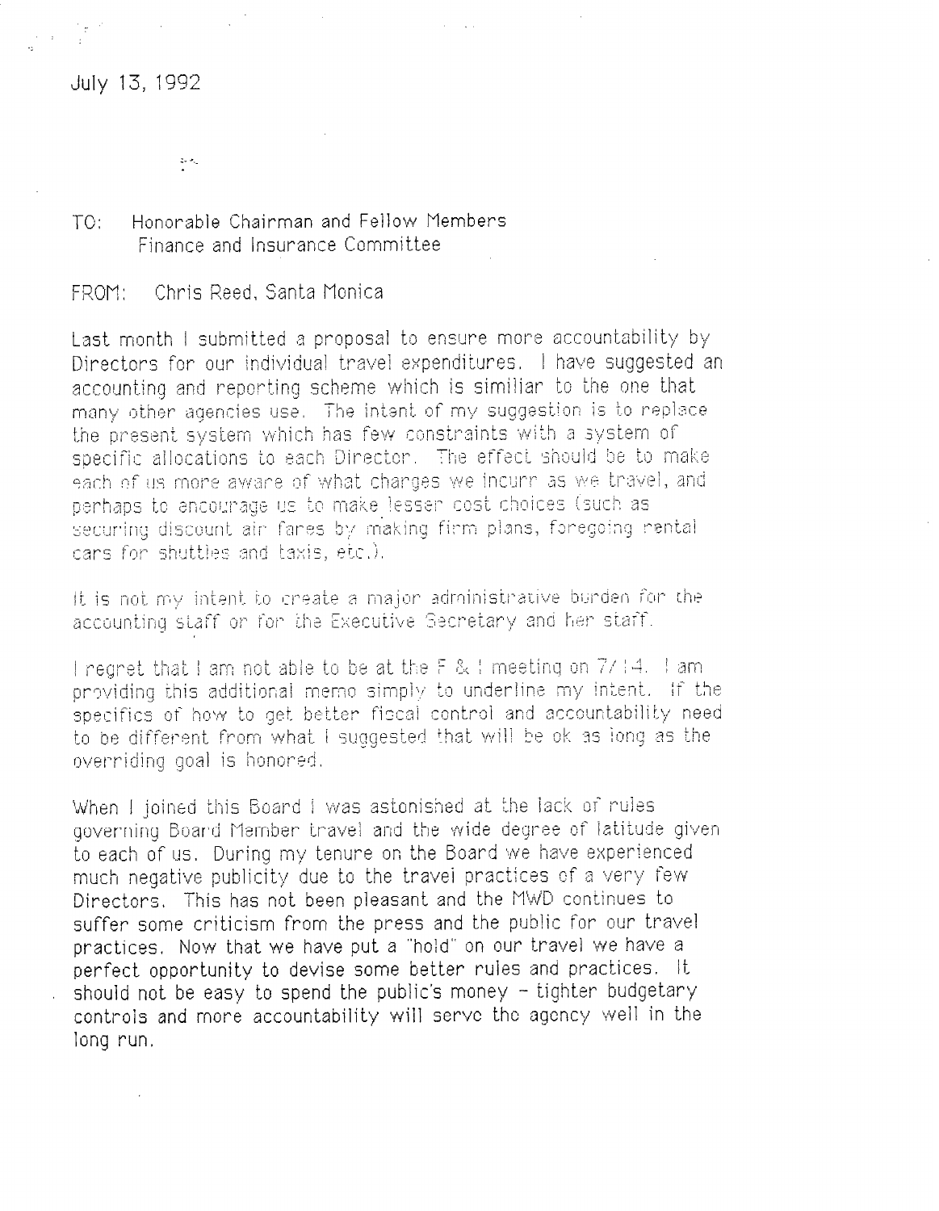July 13, 1992

TO: Honorable Chairman and Fellow Members
Finance and Insurance Committee

FROM: Chris Reed, Santa Monica

Last month I submitted a proposal to ensure more accountability by Directors for our individual travel expenditures. I have suggested an accounting and reporting scheme which is similiar to the one that many other agencies use. The intent of my suggestion is to replace the present system which has few constraints with a system of specific allocations to each Director. The effect should be to make each of us more aware of what charges we incurr as we travel, and perhaps to encourage us to make lesser cost choices (such as securing discount air fares by making firm plans, foregoing rental cars for shuttles and taxis, etc.).

It is not my intent to create a major administrative burden for the accounting staff or for the Executive Secretary and her staff.

I regret that I am not able to be at the F & I meeting on 7/14. I am providing this additional memo simply to underline my intent. If the specifics of how to get better fiscal control and accountability need to be different from what I suggested that will be ok as long as the overriding goal is honored.

When I joined this Board I was astonished at the lack of rules governing Board Member travel and the wide degree of latitude given to each of us. During my tenure on the Board we have experienced much negative publicity due to the travel practices of a very few Directors. This has not been pleasant and the MWD continues to suffer some criticism from the press and the public for our travel practices. Now that we have put a "hold" on our travel we have a perfect opportunity to devise some better rules and practices. It should not be easy to spend the public's money - tighter budgetary controls and more accountability will serve the agency well in the long run.